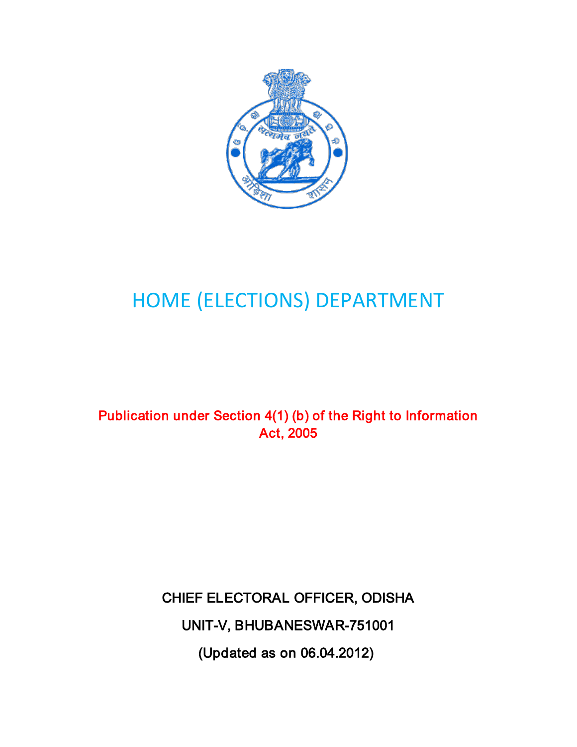# HOME (ELECTIONS) DEPARTMENT

**Publication under Section 4(1) (b) of the Right to Information Act, 2005**

CHIEF ELECTORAL OFFICER, ODISHA

UNIT-V, BHUBANESWAR-751001

(Updated as on 06.04.2012)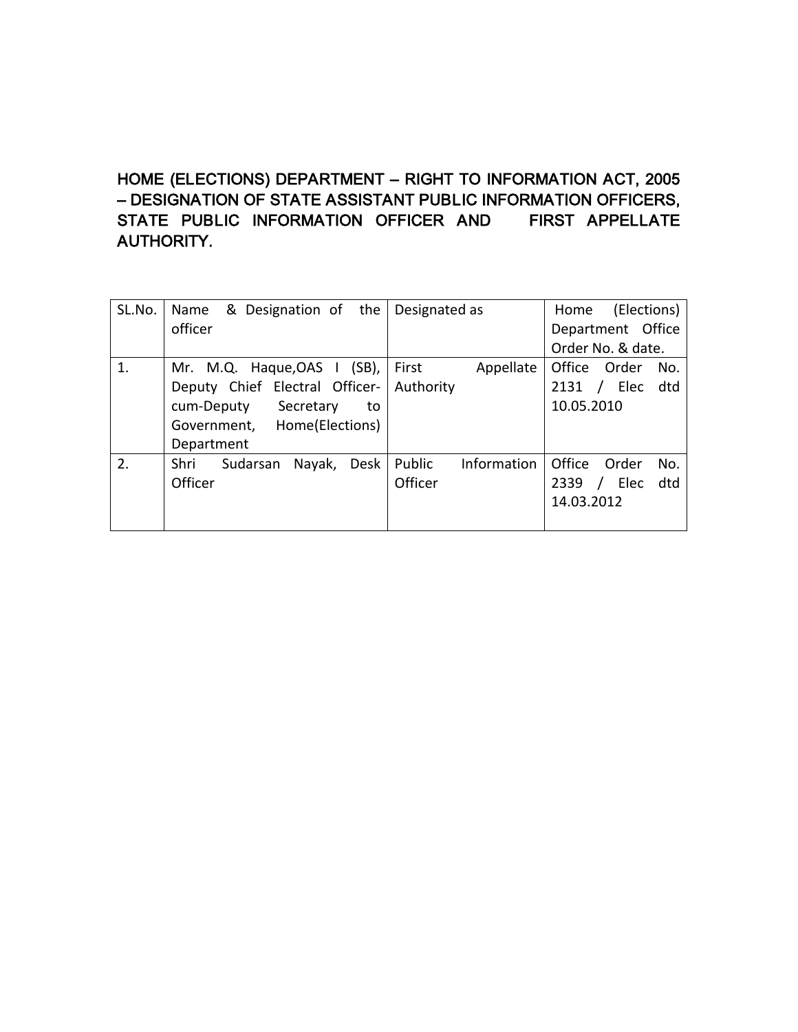**HOME (ELECTIONS) DEPARTMENT – RIGHT TO INFORMATION ACT, 2005 – DESIGNATION OF STATE ASSISTANT PUBLIC INFORMATION OFFICERS, STATE PUBLIC INFORMATION OFFICER AND FIRST APPELLATE AUTHORITY.**

| SL.No. | Name & Designation of the officer | Designated as | Home (Elections) Department Office Order No. & date. |
|---|---|---|---|
| 1. | Mr. M.Q. Haque,OAS I (SB), Deputy Chief Electral Officer-cum-Deputy Secretary to Government, Home(Elections) Department | First Appellate Authority | Office Order No. 2131 / Elec dtd 10.05.2010 |
| 2. | Shri Sudarsan Nayak, Desk Officer | Public Information Officer | Office Order No. 2339 / Elec dtd 14.03.2012 |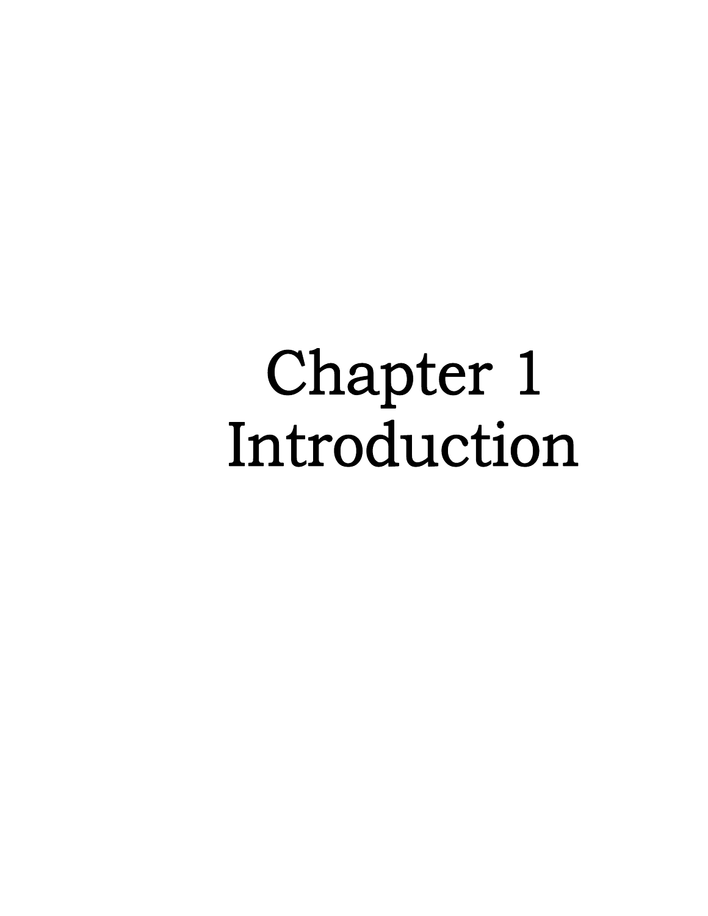# Chapter 1 Introduction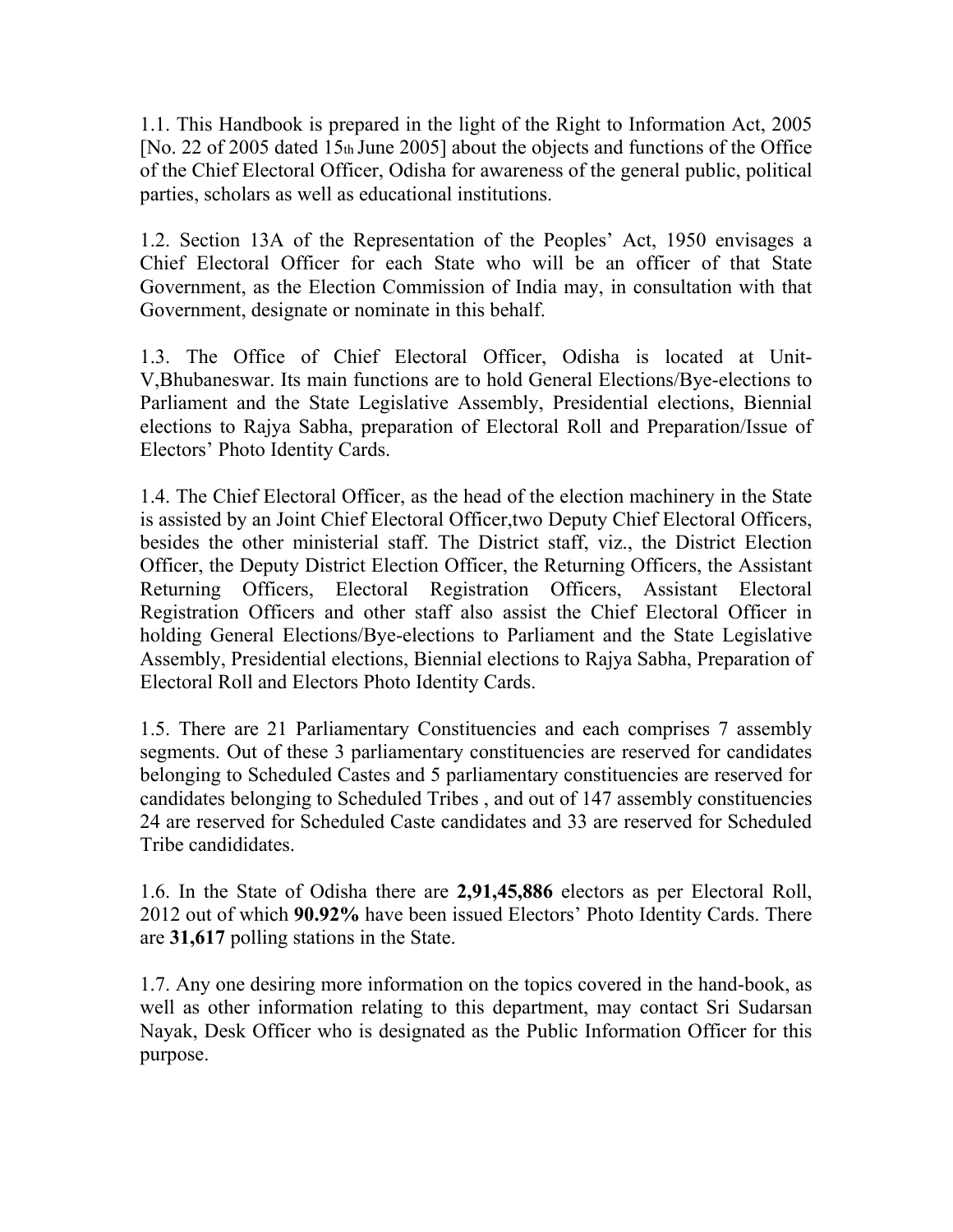1.1. This Handbook is prepared in the light of the Right to Information Act, 2005 [No. 22 of 2005 dated 15th June 2005] about the objects and functions of the Office of the Chief Electoral Officer, Odisha for awareness of the general public, political parties, scholars as well as educational institutions.

1.2. Section 13A of the Representation of the Peoples' Act, 1950 envisages a Chief Electoral Officer for each State who will be an officer of that State Government, as the Election Commission of India may, in consultation with that Government, designate or nominate in this behalf.

1.3. The Office of Chief Electoral Officer, Odisha is located at Unit-V,Bhubaneswar. Its main functions are to hold General Elections/Bye-elections to Parliament and the State Legislative Assembly, Presidential elections, Biennial elections to Rajya Sabha, preparation of Electoral Roll and Preparation/Issue of Electors' Photo Identity Cards.

1.4. The Chief Electoral Officer, as the head of the election machinery in the State is assisted by an Joint Chief Electoral Officer,two Deputy Chief Electoral Officers, besides the other ministerial staff. The District staff, viz., the District Election Officer, the Deputy District Election Officer, the Returning Officers, the Assistant Returning Officers, Electoral Registration Officers, Assistant Electoral Registration Officers and other staff also assist the Chief Electoral Officer in holding General Elections/Bye-elections to Parliament and the State Legislative Assembly, Presidential elections, Biennial elections to Rajya Sabha, Preparation of Electoral Roll and Electors Photo Identity Cards.

1.5. There are 21 Parliamentary Constituencies and each comprises 7 assembly segments. Out of these 3 parliamentary constituencies are reserved for candidates belonging to Scheduled Castes and 5 parliamentary constituencies are reserved for candidates belonging to Scheduled Tribes , and out of 147 assembly constituencies 24 are reserved for Scheduled Caste candidates and 33 are reserved for Scheduled Tribe candididates.

1.6. In the State of Odisha there are **2,91,45,886** electors as per Electoral Roll, 2012 out of which **90.92%** have been issued Electors' Photo Identity Cards. There are **31,617** polling stations in the State.

1.7. Any one desiring more information on the topics covered in the hand-book, as well as other information relating to this department, may contact Sri Sudarsan Nayak, Desk Officer who is designated as the Public Information Officer for this purpose.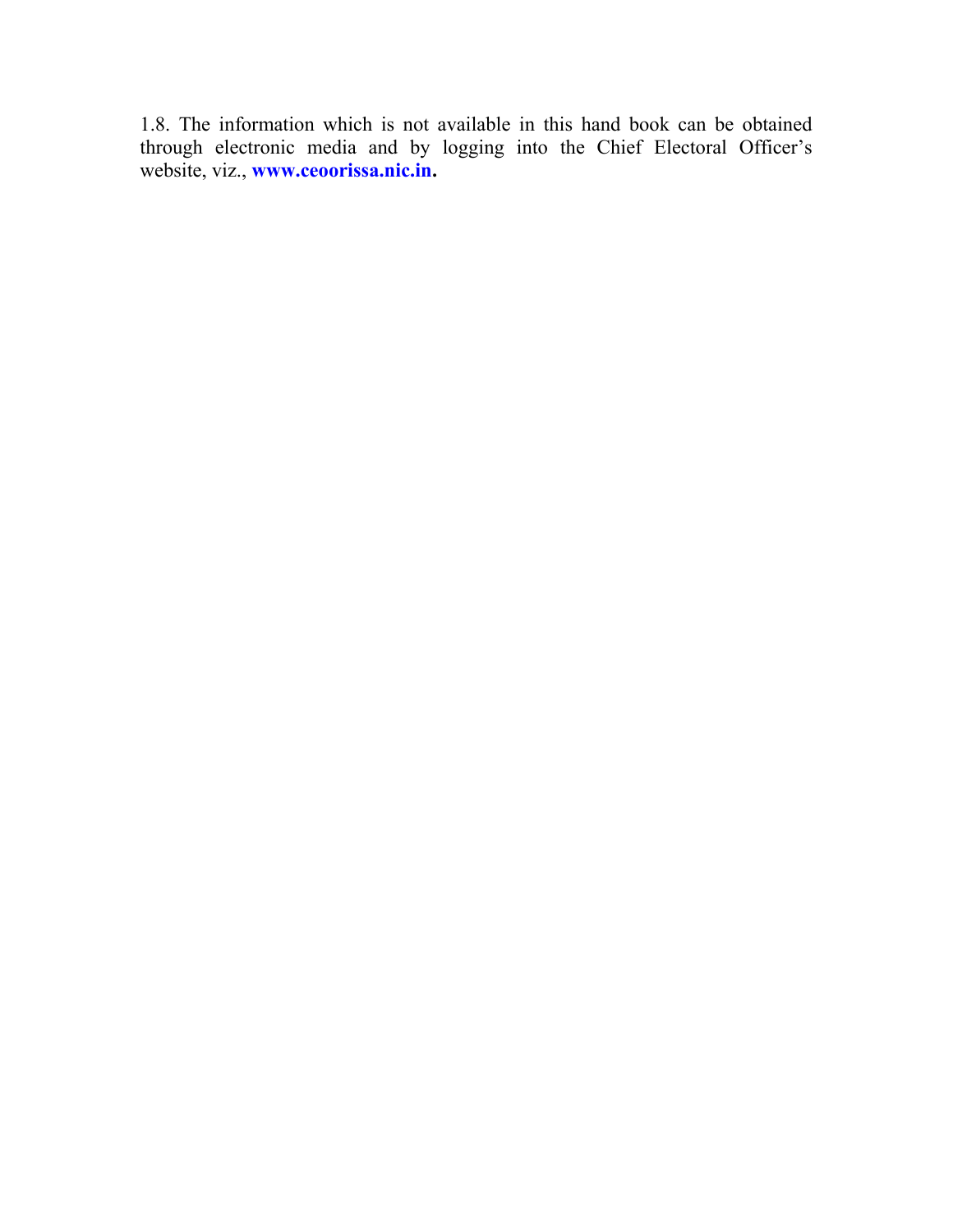1.8. The information which is not available in this hand book can be obtained through electronic media and by logging into the Chief Electoral Officer's website, viz., **www.ceoorissa.nic.in.**